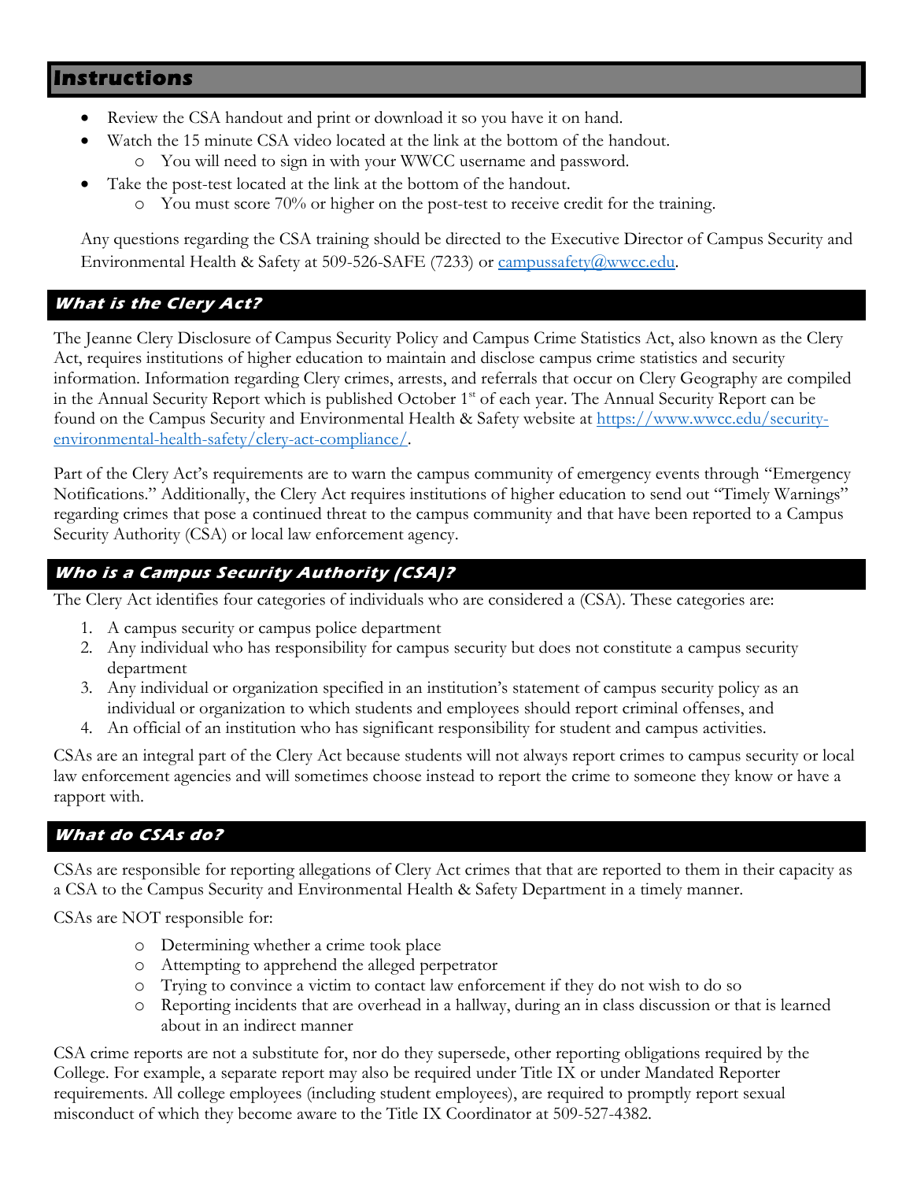## Instructions

- Review the CSA handout and print or download it so you have it on hand.
- Watch the 15 minute CSA video located at the link at the bottom of the handout.
  - You will need to sign in with your WWCC username and password.
- Take the post-test located at the link at the bottom of the handout.
  - You must score 70% or higher on the post-test to receive credit for the training.

Any questions regarding the CSA training should be directed to the Executive Director of Campus Security and Environmental Health & Safety at 509-526-SAFE (7233) or campussafety@wwcc.edu.

### What is the Clery Act?

The Jeanne Clery Disclosure of Campus Security Policy and Campus Crime Statistics Act, also known as the Clery Act, requires institutions of higher education to maintain and disclose campus crime statistics and security information. Information regarding Clery crimes, arrests, and referrals that occur on Clery Geography are compiled in the Annual Security Report which is published October 1st of each year. The Annual Security Report can be found on the Campus Security and Environmental Health & Safety website at https://www.wwcc.edu/security-environmental-health-safety/clery-act-compliance/.

Part of the Clery Act's requirements are to warn the campus community of emergency events through "Emergency Notifications." Additionally, the Clery Act requires institutions of higher education to send out "Timely Warnings" regarding crimes that pose a continued threat to the campus community and that have been reported to a Campus Security Authority (CSA) or local law enforcement agency.

### Who is a Campus Security Authority (CSA)?

The Clery Act identifies four categories of individuals who are considered a (CSA). These categories are:

1. A campus security or campus police department
2. Any individual who has responsibility for campus security but does not constitute a campus security department
3. Any individual or organization specified in an institution's statement of campus security policy as an individual or organization to which students and employees should report criminal offenses, and
4. An official of an institution who has significant responsibility for student and campus activities.

CSAs are an integral part of the Clery Act because students will not always report crimes to campus security or local law enforcement agencies and will sometimes choose instead to report the crime to someone they know or have a rapport with.

### What do CSAs do?

CSAs are responsible for reporting allegations of Clery Act crimes that that are reported to them in their capacity as a CSA to the Campus Security and Environmental Health & Safety Department in a timely manner.

CSAs are NOT responsible for:

- Determining whether a crime took place
- Attempting to apprehend the alleged perpetrator
- Trying to convince a victim to contact law enforcement if they do not wish to do so
- Reporting incidents that are overhead in a hallway, during an in class discussion or that is learned about in an indirect manner

CSA crime reports are not a substitute for, nor do they supersede, other reporting obligations required by the College. For example, a separate report may also be required under Title IX or under Mandated Reporter requirements. All college employees (including student employees), are required to promptly report sexual misconduct of which they become aware to the Title IX Coordinator at 509-527-4382.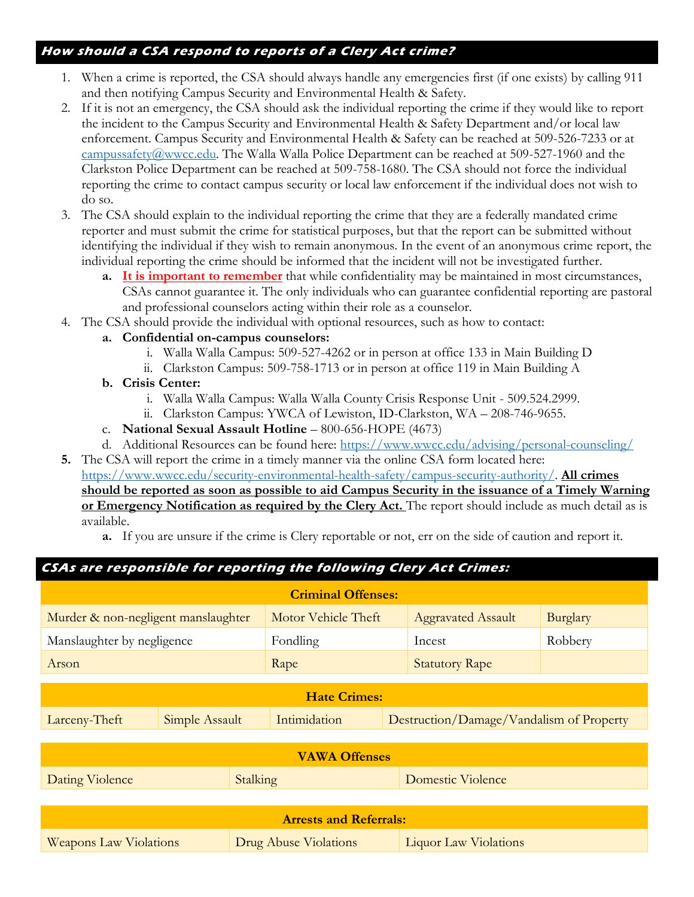## *How should a CSA respond to reports of a Clery Act crime?*

1. When a crime is reported, the CSA should always handle any emergencies first (if one exists) by calling 911 and then notifying Campus Security and Environmental Health & Safety.
2. If it is not an emergency, the CSA should ask the individual reporting the crime if they would like to report the incident to the Campus Security and Environmental Health & Safety Department and/or local law enforcement. Campus Security and Environmental Health & Safety can be reached at 509-526-7233 or at campussafety@wwcc.edu. The Walla Walla Police Department can be reached at 509-527-1960 and the Clarkston Police Department can be reached at 509-758-1680. The CSA should not force the individual reporting the crime to contact campus security or local law enforcement if the individual does not wish to do so.
3. The CSA should explain to the individual reporting the crime that they are a federally mandated crime reporter and must submit the crime for statistical purposes, but that the report can be submitted without identifying the individual if they wish to remain anonymous. In the event of an anonymous crime report, the individual reporting the crime should be informed that the incident will not be investigated further.
   a. **It is important to remember** that while confidentiality may be maintained in most circumstances, CSAs cannot guarantee it. The only individuals who can guarantee confidential reporting are pastoral and professional counselors acting within their role as a counselor.
4. The CSA should provide the individual with optional resources, such as how to contact:
   a. **Confidential on-campus counselors:**
      i. Walla Walla Campus: 509-527-4262 or in person at office 133 in Main Building D
      ii. Clarkston Campus: 509-758-1713 or in person at office 119 in Main Building A
   b. **Crisis Center:**
      i. Walla Walla Campus: Walla Walla County Crisis Response Unit - 509.524.2999.
      ii. Clarkston Campus: YWCA of Lewiston, ID-Clarkston, WA – 208-746-9655.
   c. **National Sexual Assault Hotline** – 800-656-HOPE (4673)
   d. Additional Resources can be found here: https://www.wwcc.edu/advising/personal-counseling/
5. The CSA will report the crime in a timely manner via the online CSA form located here: https://www.wwcc.edu/security-environmental-health-safety/campus-security-authority/. **All crimes should be reported as soon as possible to aid Campus Security in the issuance of a Timely Warning or Emergency Notification as required by the Clery Act.** The report should include as much detail as is available.
   a. If you are unsure if the crime is Clery reportable or not, err on the side of caution and report it.

## *CSAs are responsible for reporting the following Clery Act Crimes:*

| **Criminal Offenses:** | | | |
|---|---|---|---|
| Murder & non-negligent manslaughter | Motor Vehicle Theft | Aggravated Assault | Burglary |
| Manslaughter by negligence | Fondling | Incest | Robbery |
| Arson | Rape | Statutory Rape | |

| **Hate Crimes:** | | | |
|---|---|---|---|
| Larceny-Theft | Simple Assault | Intimidation | Destruction/Damage/Vandalism of Property |

| **VAWA Offenses** | | |
|---|---|---|
| Dating Violence | Stalking | Domestic Violence |

| **Arrests and Referrals:** | | |
|---|---|---|
| Weapons Law Violations | Drug Abuse Violations | Liquor Law Violations |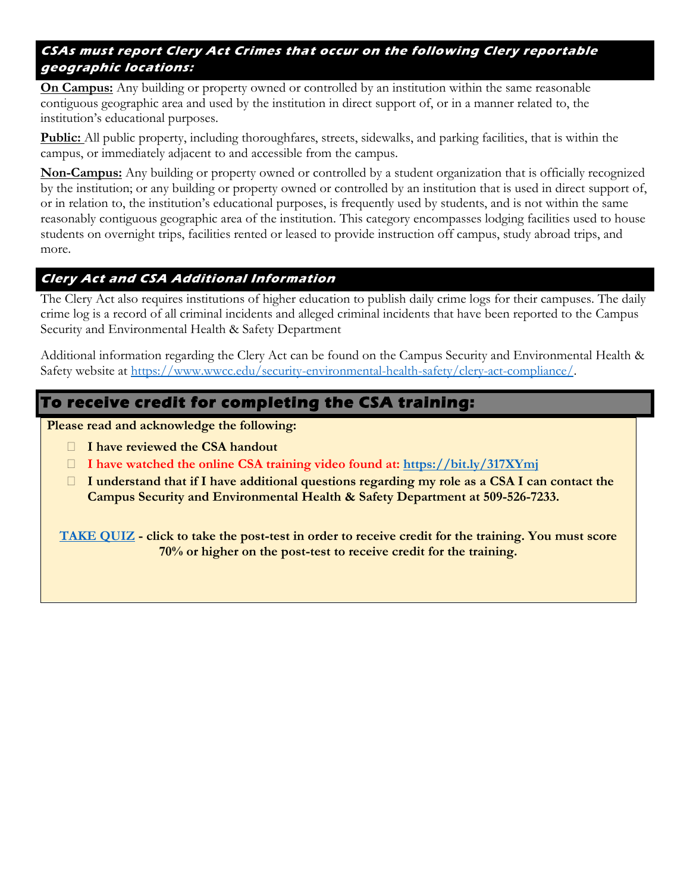## CSAs must report Clery Act Crimes that occur on the following Clery reportable geographic locations:

**On Campus:** Any building or property owned or controlled by an institution within the same reasonable contiguous geographic area and used by the institution in direct support of, or in a manner related to, the institution's educational purposes.

**Public:** All public property, including thoroughfares, streets, sidewalks, and parking facilities, that is within the campus, or immediately adjacent to and accessible from the campus.

**Non-Campus:** Any building or property owned or controlled by a student organization that is officially recognized by the institution; or any building or property owned or controlled by an institution that is used in direct support of, or in relation to, the institution's educational purposes, is frequently used by students, and is not within the same reasonably contiguous geographic area of the institution. This category encompasses lodging facilities used to house students on overnight trips, facilities rented or leased to provide instruction off campus, study abroad trips, and more.

## Clery Act and CSA Additional Information

The Clery Act also requires institutions of higher education to publish daily crime logs for their campuses. The daily crime log is a record of all criminal incidents and alleged criminal incidents that have been reported to the Campus Security and Environmental Health & Safety Department

Additional information regarding the Clery Act can be found on the Campus Security and Environmental Health & Safety website at https://www.wwcc.edu/security-environmental-health-safety/clery-act-compliance/.

## To receive credit for completing the CSA training:

**Please read and acknowledge the following:**

- ☐ **I have reviewed the CSA handout**
- ☐ **I have watched the online CSA training video found at: https://bit.ly/317XYmj**
- ☐ **I understand that if I have additional questions regarding my role as a CSA I can contact the Campus Security and Environmental Health & Safety Department at 509-526-7233.**

**TAKE QUIZ - click to take the post-test in order to receive credit for the training. You must score 70% or higher on the post-test to receive credit for the training.**